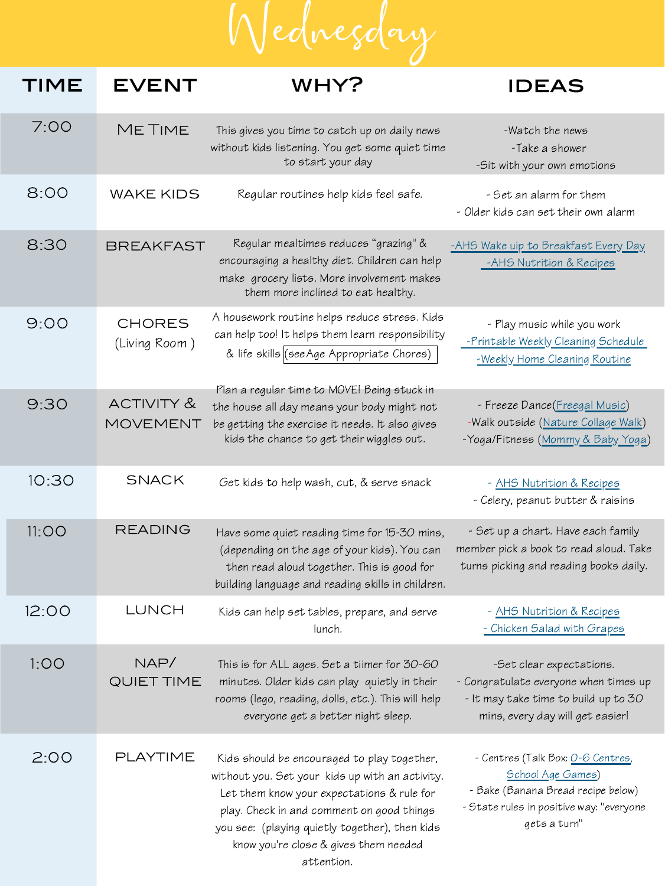# Wednesday

| TIME | EVENT | WHY? | IDEAS |
| --- | --- | --- | --- |
| 7:00 | ME TIME | This gives you time to catch up on daily news without kids listening. You get some quiet time to start your day | -Watch the news<br>-Take a shower<br>-Sit with your own emotions |
| 8:00 | WAKE KIDS | Regular routines help kids feel safe. | - Set an alarm for them<br>- Older kids can set their own alarm |
| 8:30 | BREAKFAST | Regular mealtimes reduces "grazing" & encouraging a healthy diet. Children can help make grocery lists. More involvement makes them more inclined to eat healthy. | -AHS Wake uip to Breakfast Every Day<br>-AHS Nutrition & Recipes |
| 9:00 | CHORES (Living Room ) | A housework routine helps reduce stress. Kids can help too! It helps them learn responsibility & life skills (see Age Appropriate Chores) | - Play music while you work<br>-Printable Weekly Cleaning Schedule<br>-Weekly Home Cleaning Routine |
| 9:30 | ACTIVITY & MOVEMENT | Plan a regular time to MOVE! Being stuck in the house all day means your body might not be getting the exercise it needs. It also gives kids the chance to get their wiggles out. | - Freeze Dance(Freegal Music)<br>-Walk outside (Nature Collage Walk)<br>-Yoga/Fitness (Mommy & Baby Yoga) |
| 10:30 | SNACK | Get kids to help wash, cut, & serve snack | - AHS Nutrition & Recipes<br>- Celery, peanut butter & raisins |
| 11:00 | READING | Have some quiet reading time for 15-30 mins, (depending on the age of your kids). You can then read aloud together. This is good for building language and reading skills in children. | - Set up a chart. Have each family member pick a book to read aloud. Take turns picking and reading books daily. |
| 12:00 | LUNCH | Kids can help set tables, prepare, and serve lunch. | - AHS Nutrition & Recipes<br>- Chicken Salad with Grapes |
| 1:00 | NAP/ QUIET TIME | This is for ALL ages. Set a tiimer for 30-60 minutes. Older kids can play quietly in their rooms (lego, reading, dolls, etc.). This will help everyone get a better night sleep. | -Set clear expectations.<br>- Congratulate everyone when times up<br>- It may take time to build up to 30 mins, every day will get easier! |
| 2:00 | PLAYTIME | Kids should be encouraged to play together, without you. Set your kids up with an activity. Let them know your expectations & rule for play. Check in and comment on good things you see: (playing quietly together), then kids know you're close & gives them needed attention. | - Centres (Talk Box: 0-6 Centres, School Age Games)<br>- Bake (Banana Bread recipe below)<br>- State rules in positive way: "everyone gets a turn" |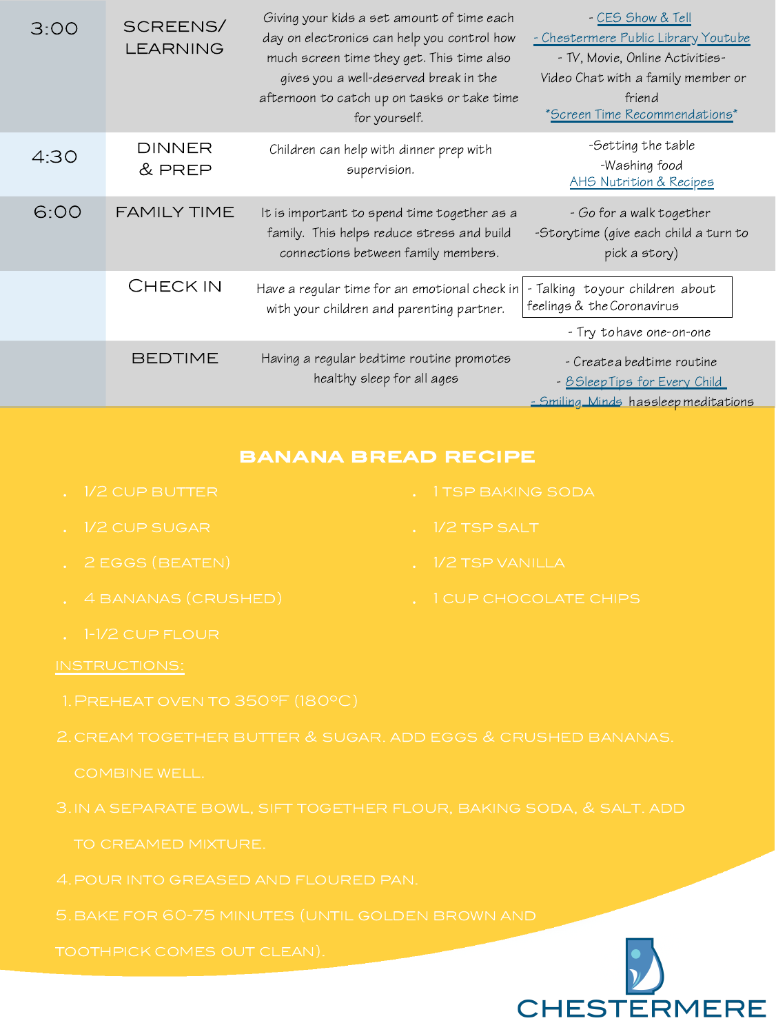| | | | |
|---|---|---|---|
| 3:00 | SCREENS/ LEARNING | Giving your kids a set amount of time each day on electronics can help you control how much screen time they get. This time also gives you a well-deserved break in the afternoon to catch up on tasks or take time for yourself. | - CES Show & Tell<br>- Chestermere Public Library Youtube<br>- TV, Movie, Online Activities-<br>Video Chat with a family member or friend<br>*Screen Time Recommendations* |
| 4:30 | DINNER & PREP | Children can help with dinner prep with supervision. | -Setting the table<br>-Washing food<br>AHS Nutrition & Recipes |
| 6:00 | FAMILY TIME | It is important to spend time together as a family. This helps reduce stress and build connections between family members. | - Go for a walk together<br>-Storytime (give each child a turn to pick a story) |
| | CHECK IN | Have a regular time for an emotional check in with your children and parenting partner. | - Talking to your children about feelings & the Coronavirus<br>- Try to have one-on-one |
| | BEDTIME | Having a regular bedtime routine promotes healthy sleep for all ages | - Create a bedtime routine<br>- 8 Sleep Tips for Every Child<br>- Smiling Minds has sleep meditations |

## BANANA BREAD RECIPE

- 1/2 CUP BUTTER
- 1/2 CUP SUGAR
- 2 EGGS (BEATEN)
- 4 BANANAS (CRUSHED)
- 1-1/2 CUP FLOUR
- 1 TSP BAKING SODA
- 1/2 TSP SALT
- 1/2 TSP VANILLA
- 1 CUP CHOCOLATE CHIPS

INSTRUCTIONS:

1. PREHEAT OVEN TO 350°F (180°C)
2. CREAM TOGETHER BUTTER & SUGAR. ADD EGGS & CRUSHED BANANAS. COMBINE WELL.
3. IN A SEPARATE BOWL, SIFT TOGETHER FLOUR, BAKING SODA, & SALT. ADD TO CREAMED MIXTURE.
4. POUR INTO GREASED AND FLOURED PAN.
5. BAKE FOR 60-75 MINUTES (UNTIL GOLDEN BROWN AND TOOTHPICK COMES OUT CLEAN).

CHESTERMERE